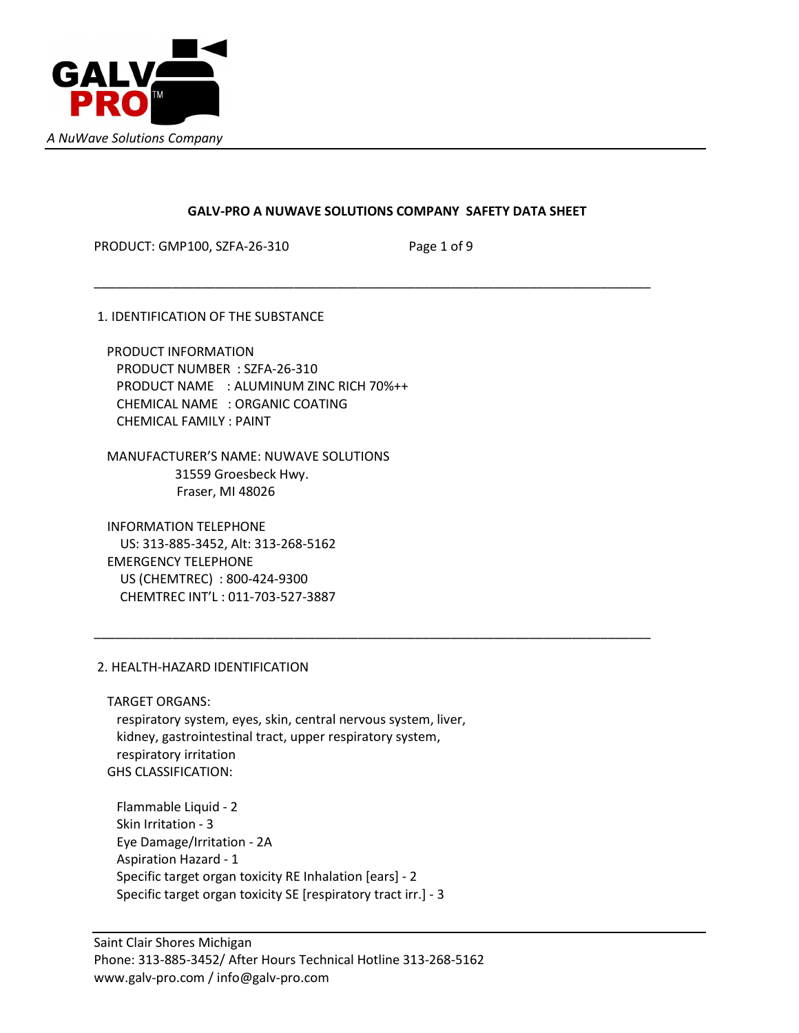GALV PRO™

*A NuWave Solutions Company*

# GALV-PRO A NUWAVE SOLUTIONS COMPANY SAFETY DATA SHEET

PRODUCT: GMP100, SZFA-26-310

## 1. IDENTIFICATION OF THE SUBSTANCE

PRODUCT INFORMATION

PRODUCT NUMBER : SZFA-26-310
PRODUCT NAME : ALUMINUM ZINC RICH 70%++
CHEMICAL NAME : ORGANIC COATING
CHEMICAL FAMILY : PAINT

MANUFACTURER'S NAME: NUWAVE SOLUTIONS
31559 Groesbeck Hwy.
Fraser, MI 48026

INFORMATION TELEPHONE
US: 313-885-3452, Alt: 313-268-5162
EMERGENCY TELEPHONE
US (CHEMTREC) : 800-424-9300
CHEMTREC INT'L : 011-703-527-3887

## 2. HEALTH-HAZARD IDENTIFICATION

TARGET ORGANS:
respiratory system, eyes, skin, central nervous system, liver, kidney, gastrointestinal tract, upper respiratory system, respiratory irritation

GHS CLASSIFICATION:

Flammable Liquid - 2
Skin Irritation - 3
Eye Damage/Irritation - 2A
Aspiration Hazard - 1
Specific target organ toxicity RE Inhalation [ears] - 2
Specific target organ toxicity SE [respiratory tract irr.] - 3

Saint Clair Shores Michigan
Phone: 313-885-3452/ After Hours Technical Hotline 313-268-5162
www.galv-pro.com / info@galv-pro.com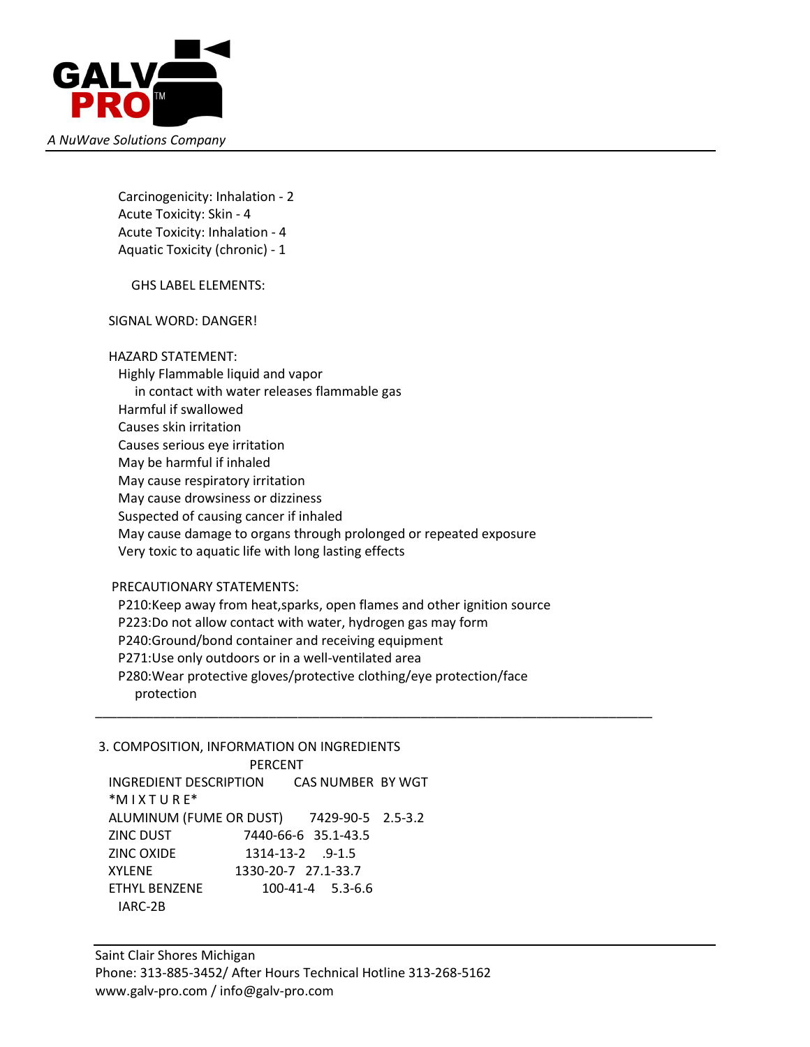Carcinogenicity: Inhalation - 2
Acute Toxicity: Skin - 4
Acute Toxicity: Inhalation - 4
Aquatic Toxicity (chronic) - 1

GHS LABEL ELEMENTS:

SIGNAL WORD: DANGER!

HAZARD STATEMENT:

Highly Flammable liquid and vapor
in contact with water releases flammable gas
Harmful if swallowed
Causes skin irritation
Causes serious eye irritation
May be harmful if inhaled
May cause respiratory irritation
May cause drowsiness or dizziness
Suspected of causing cancer if inhaled
May cause damage to organs through prolonged or repeated exposure
Very toxic to aquatic life with long lasting effects

PRECAUTIONARY STATEMENTS:

P210:Keep away from heat,sparks, open flames and other ignition source
P223:Do not allow contact with water, hydrogen gas may form
P240:Ground/bond container and receiving equipment
P271:Use only outdoors or in a well-ventilated area
P280:Wear protective gloves/protective clothing/eye protection/face protection

---

## 3. COMPOSITION, INFORMATION ON INGREDIENTS

| INGREDIENT DESCRIPTION | CAS NUMBER | PERCENT BY WGT |
|---|---|---|
| *M I X T U R E* | | |
| ALUMINUM (FUME OR DUST) | 7429-90-5 | 2.5-3.2 |
| ZINC DUST | 7440-66-6 | 35.1-43.5 |
| ZINC OXIDE | 1314-13-2 | .9-1.5 |
| XYLENE | 1330-20-7 | 27.1-33.7 |
| ETHYL BENZENE | 100-41-4 | 5.3-6.6 |
| IARC-2B | | |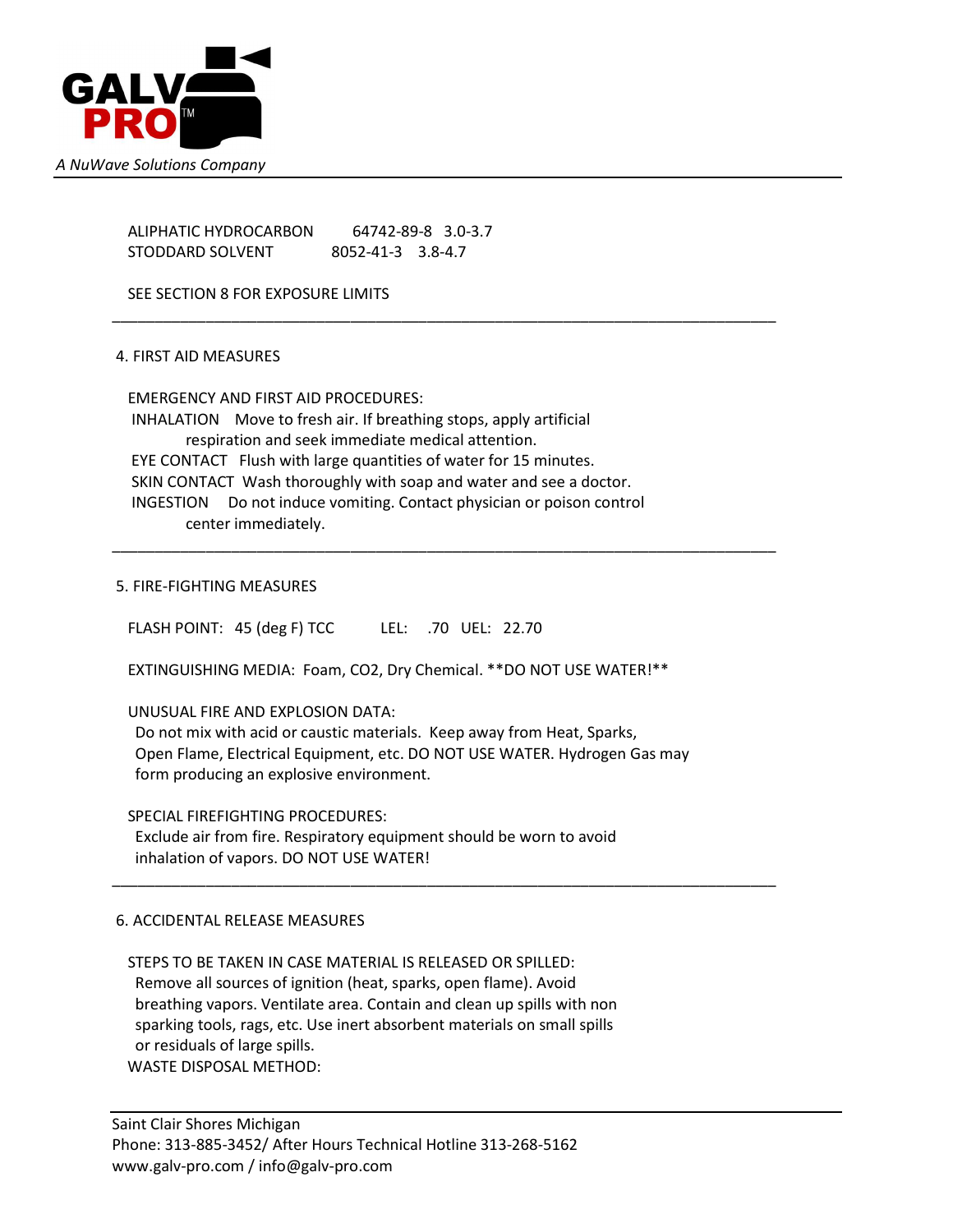| | | |
|---|---|---|
| ALIPHATIC HYDROCARBON | 64742-89-8 | 3.0-3.7 |
| STODDARD SOLVENT | 8052-41-3 | 3.8-4.7 |

SEE SECTION 8 FOR EXPOSURE LIMITS

---

## 4. FIRST AID MEASURES

EMERGENCY AND FIRST AID PROCEDURES:

INHALATION Move to fresh air. If breathing stops, apply artificial respiration and seek immediate medical attention.

EYE CONTACT Flush with large quantities of water for 15 minutes.

SKIN CONTACT Wash thoroughly with soap and water and see a doctor.

INGESTION Do not induce vomiting. Contact physician or poison control center immediately.

---

## 5. FIRE-FIGHTING MEASURES

FLASH POINT: 45 (deg F) TCC LEL: .70 UEL: 22.70

EXTINGUISHING MEDIA: Foam, CO2, Dry Chemical. **DO NOT USE WATER!**

UNUSUAL FIRE AND EXPLOSION DATA:
Do not mix with acid or caustic materials. Keep away from Heat, Sparks, Open Flame, Electrical Equipment, etc. DO NOT USE WATER. Hydrogen Gas may form producing an explosive environment.

SPECIAL FIREFIGHTING PROCEDURES:
Exclude air from fire. Respiratory equipment should be worn to avoid inhalation of vapors. DO NOT USE WATER!

---

## 6. ACCIDENTAL RELEASE MEASURES

STEPS TO BE TAKEN IN CASE MATERIAL IS RELEASED OR SPILLED:
Remove all sources of ignition (heat, sparks, open flame). Avoid breathing vapors. Ventilate area. Contain and clean up spills with non sparking tools, rags, etc. Use inert absorbent materials on small spills or residuals of large spills.

WASTE DISPOSAL METHOD: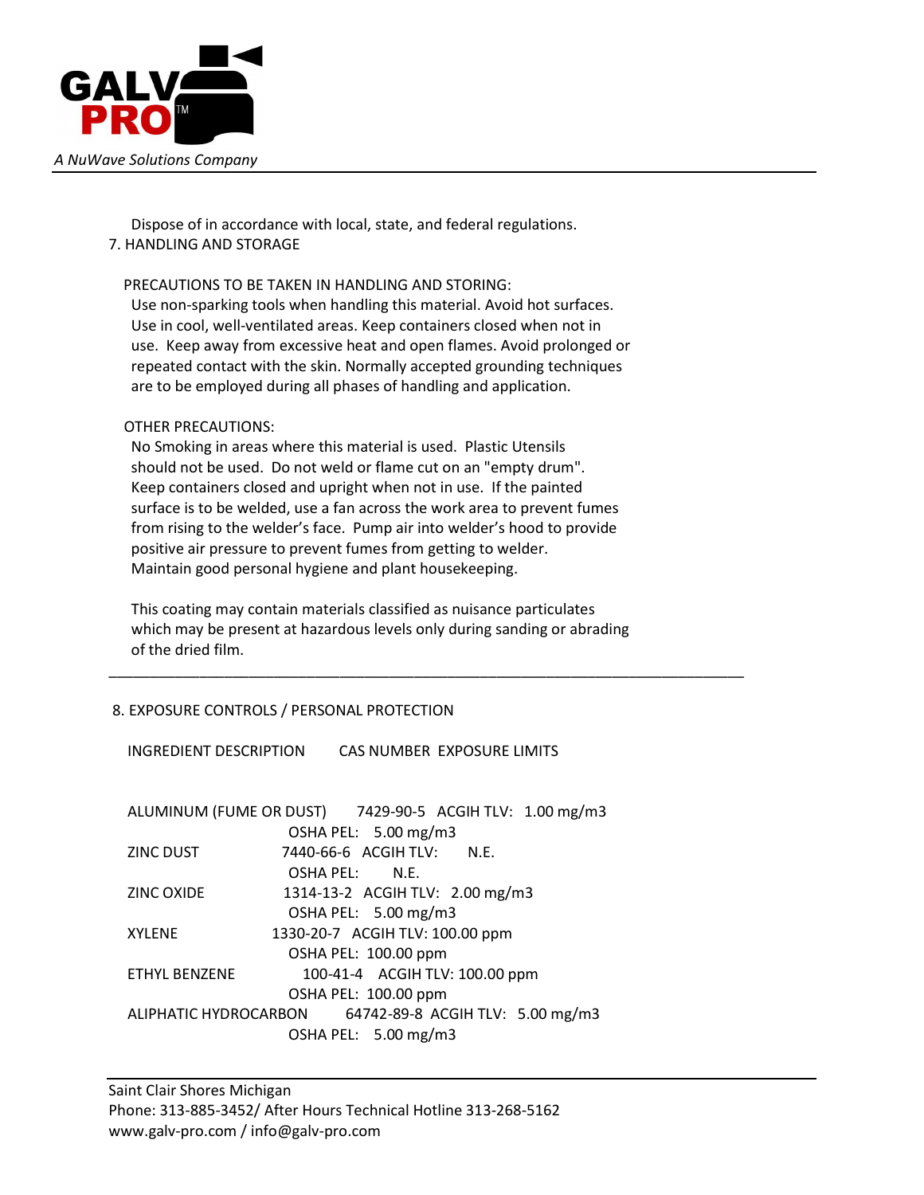Dispose of in accordance with local, state, and federal regulations.

## 7. HANDLING AND STORAGE

PRECAUTIONS TO BE TAKEN IN HANDLING AND STORING:

Use non-sparking tools when handling this material. Avoid hot surfaces. Use in cool, well-ventilated areas. Keep containers closed when not in use. Keep away from excessive heat and open flames. Avoid prolonged or repeated contact with the skin. Normally accepted grounding techniques are to be employed during all phases of handling and application.

OTHER PRECAUTIONS:

No Smoking in areas where this material is used. Plastic Utensils should not be used. Do not weld or flame cut on an "empty drum". Keep containers closed and upright when not in use. If the painted surface is to be welded, use a fan across the work area to prevent fumes from rising to the welder's face. Pump air into welder's hood to provide positive air pressure to prevent fumes from getting to welder. Maintain good personal hygiene and plant housekeeping.

This coating may contain materials classified as nuisance particulates which may be present at hazardous levels only during sanding or abrading of the dried film.

---

## 8. EXPOSURE CONTROLS / PERSONAL PROTECTION

| INGREDIENT DESCRIPTION | CAS NUMBER | EXPOSURE LIMITS |
|---|---|---|
| ALUMINUM (FUME OR DUST) | 7429-90-5 | ACGIH TLV: 1.00 mg/m3 |
| | | OSHA PEL: 5.00 mg/m3 |
| ZINC DUST | 7440-66-6 | ACGIH TLV: N.E. |
| | | OSHA PEL: N.E. |
| ZINC OXIDE | 1314-13-2 | ACGIH TLV: 2.00 mg/m3 |
| | | OSHA PEL: 5.00 mg/m3 |
| XYLENE | 1330-20-7 | ACGIH TLV: 100.00 ppm |
| | | OSHA PEL: 100.00 ppm |
| ETHYL BENZENE | 100-41-4 | ACGIH TLV: 100.00 ppm |
| | | OSHA PEL: 100.00 ppm |
| ALIPHATIC HYDROCARBON | 64742-89-8 | ACGIH TLV: 5.00 mg/m3 |
| | | OSHA PEL: 5.00 mg/m3 |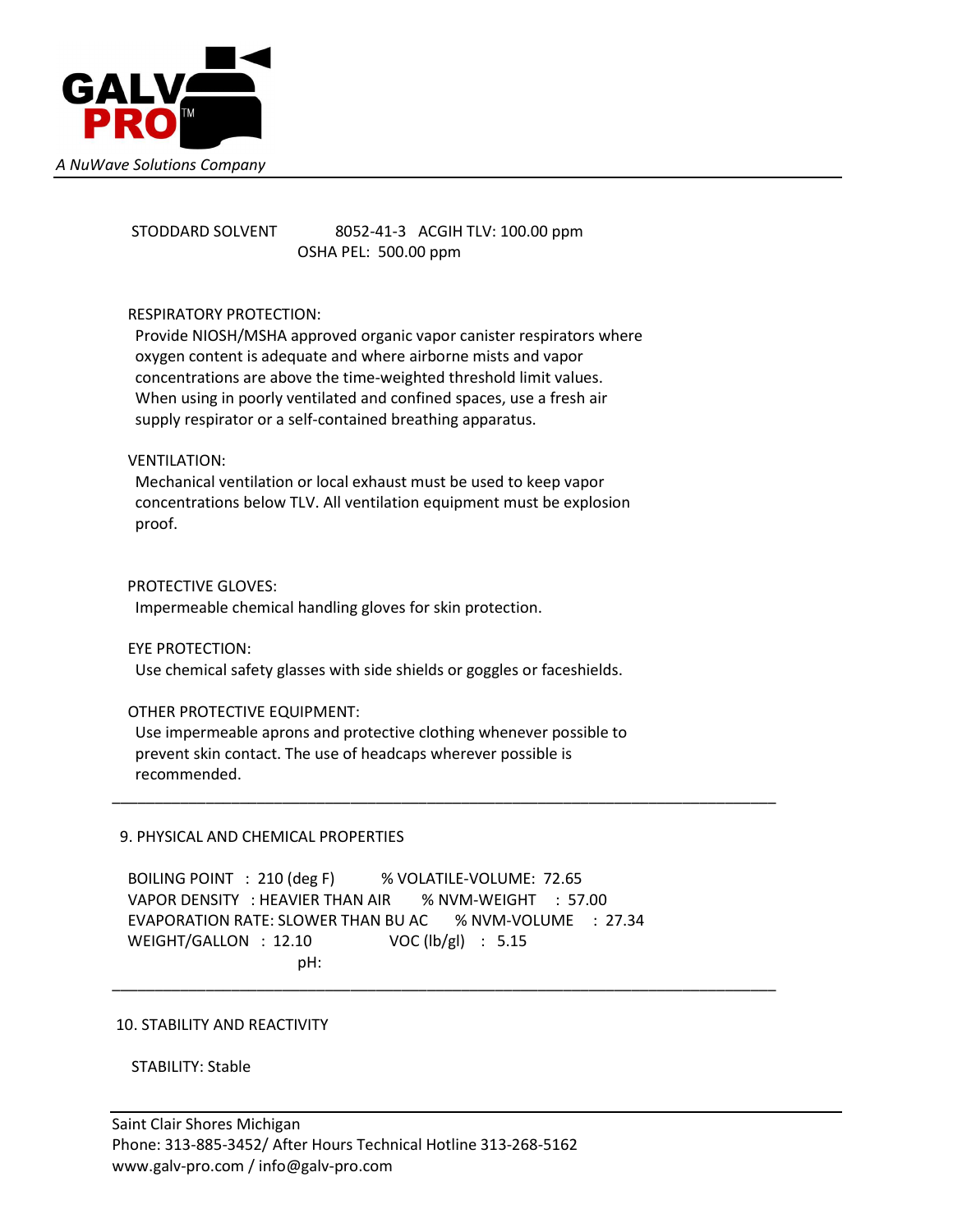STODDARD SOLVENT 8052-41-3 ACGIH TLV: 100.00 ppm
OSHA PEL: 500.00 ppm

RESPIRATORY PROTECTION:
Provide NIOSH/MSHA approved organic vapor canister respirators where oxygen content is adequate and where airborne mists and vapor concentrations are above the time-weighted threshold limit values. When using in poorly ventilated and confined spaces, use a fresh air supply respirator or a self-contained breathing apparatus.

VENTILATION:
Mechanical ventilation or local exhaust must be used to keep vapor concentrations below TLV. All ventilation equipment must be explosion proof.

PROTECTIVE GLOVES:
Impermeable chemical handling gloves for skin protection.

EYE PROTECTION:
Use chemical safety glasses with side shields or goggles or faceshields.

OTHER PROTECTIVE EQUIPMENT:
Use impermeable aprons and protective clothing whenever possible to prevent skin contact. The use of headcaps wherever possible is recommended.

---

## 9. PHYSICAL AND CHEMICAL PROPERTIES

BOILING POINT : 210 (deg F) % VOLATILE-VOLUME: 72.65
VAPOR DENSITY : HEAVIER THAN AIR % NVM-WEIGHT : 57.00
EVAPORATION RATE: SLOWER THAN BU AC % NVM-VOLUME : 27.34
WEIGHT/GALLON : 12.10 VOC (lb/gl) : 5.15
pH:

---

## 10. STABILITY AND REACTIVITY

STABILITY: Stable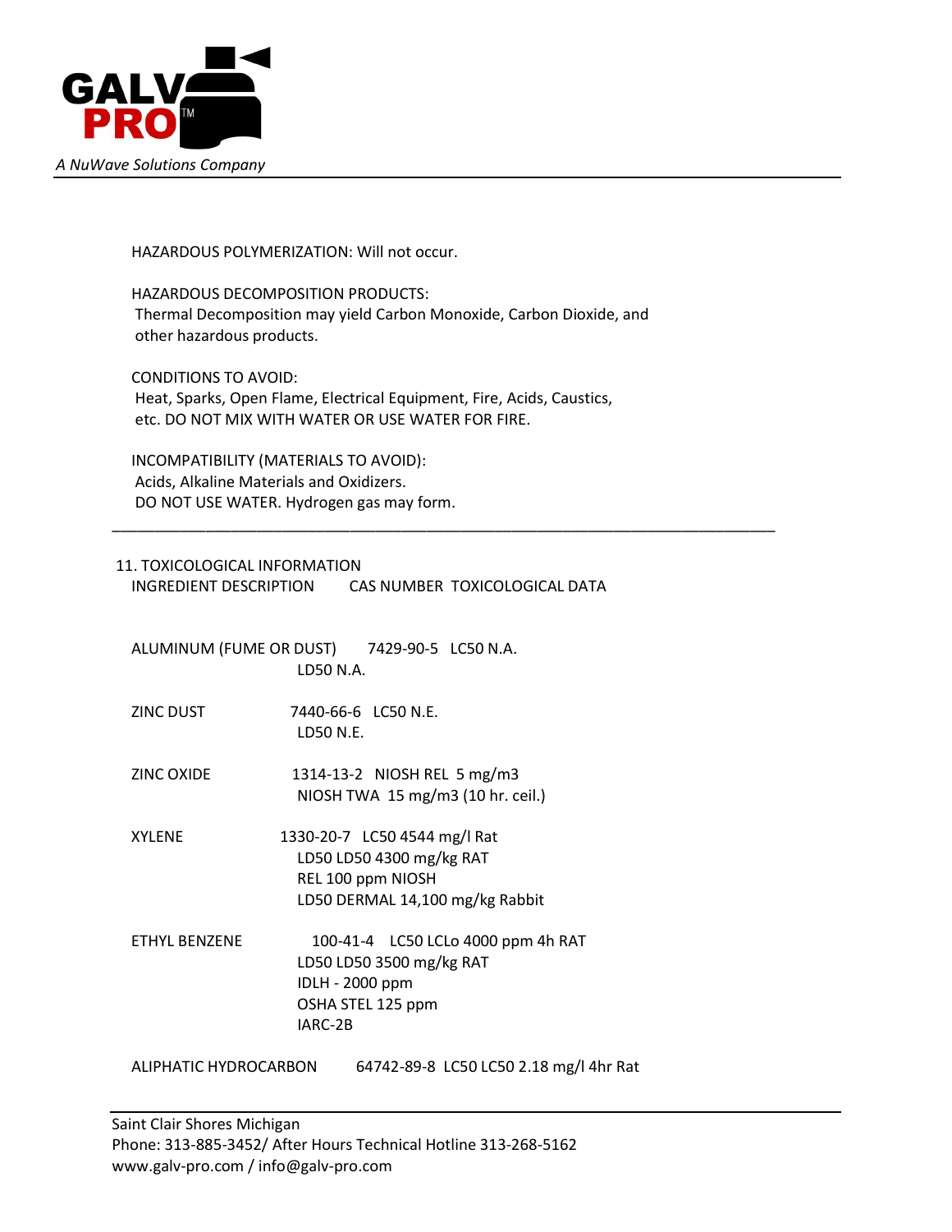HAZARDOUS POLYMERIZATION: Will not occur.

HAZARDOUS DECOMPOSITION PRODUCTS:
Thermal Decomposition may yield Carbon Monoxide, Carbon Dioxide, and other hazardous products.

CONDITIONS TO AVOID:
Heat, Sparks, Open Flame, Electrical Equipment, Fire, Acids, Caustics, etc. DO NOT MIX WITH WATER OR USE WATER FOR FIRE.

INCOMPATIBILITY (MATERIALS TO AVOID):
Acids, Alkaline Materials and Oxidizers.
DO NOT USE WATER. Hydrogen gas may form.

---

## 11. TOXICOLOGICAL INFORMATION

| INGREDIENT DESCRIPTION | CAS NUMBER | TOXICOLOGICAL DATA |
|---|---|---|
| ALUMINUM (FUME OR DUST) | 7429-90-5 | LC50 N.A.<br>LD50 N.A. |
| ZINC DUST | 7440-66-6 | LC50 N.E.<br>LD50 N.E. |
| ZINC OXIDE | 1314-13-2 | NIOSH REL 5 mg/m3<br>NIOSH TWA 15 mg/m3 (10 hr. ceil.) |
| XYLENE | 1330-20-7 | LC50 4544 mg/l Rat<br>LD50 LD50 4300 mg/kg RAT<br>REL 100 ppm NIOSH<br>LD50 DERMAL 14,100 mg/kg Rabbit |
| ETHYL BENZENE | 100-41-4 | LC50 LCLo 4000 ppm 4h RAT<br>LD50 LD50 3500 mg/kg RAT<br>IDLH - 2000 ppm<br>OSHA STEL 125 ppm<br>IARC-2B |
| ALIPHATIC HYDROCARBON | 64742-89-8 | LC50 LC50 2.18 mg/l 4hr Rat |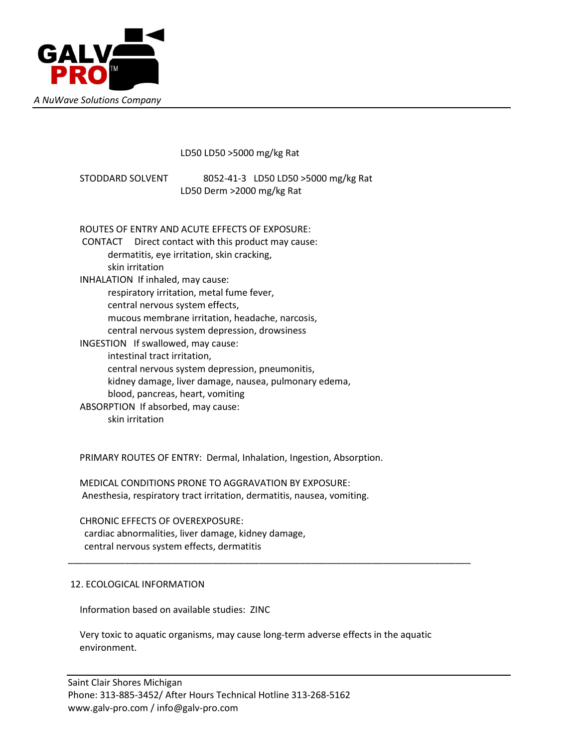LD50 LD50 >5000 mg/kg Rat

| | | |
|---|---|---|
| STODDARD SOLVENT | 8052-41-3 | LD50 LD50 >5000 mg/kg Rat |
| | | LD50 Derm >2000 mg/kg Rat |

ROUTES OF ENTRY AND ACUTE EFFECTS OF EXPOSURE:

CONTACT Direct contact with this product may cause:
dermatitis, eye irritation, skin cracking,
skin irritation

INHALATION If inhaled, may cause:
respiratory irritation, metal fume fever,
central nervous system effects,
mucous membrane irritation, headache, narcosis,
central nervous system depression, drowsiness

INGESTION If swallowed, may cause:
intestinal tract irritation,
central nervous system depression, pneumonitis,
kidney damage, liver damage, nausea, pulmonary edema,
blood, pancreas, heart, vomiting

ABSORPTION If absorbed, may cause:
skin irritation

PRIMARY ROUTES OF ENTRY: Dermal, Inhalation, Ingestion, Absorption.

MEDICAL CONDITIONS PRONE TO AGGRAVATION BY EXPOSURE:
Anesthesia, respiratory tract irritation, dermatitis, nausea, vomiting.

CHRONIC EFFECTS OF OVEREXPOSURE:
cardiac abnormalities, liver damage, kidney damage,
central nervous system effects, dermatitis

---

## 12. ECOLOGICAL INFORMATION

Information based on available studies: ZINC

Very toxic to aquatic organisms, may cause long-term adverse effects in the aquatic environment.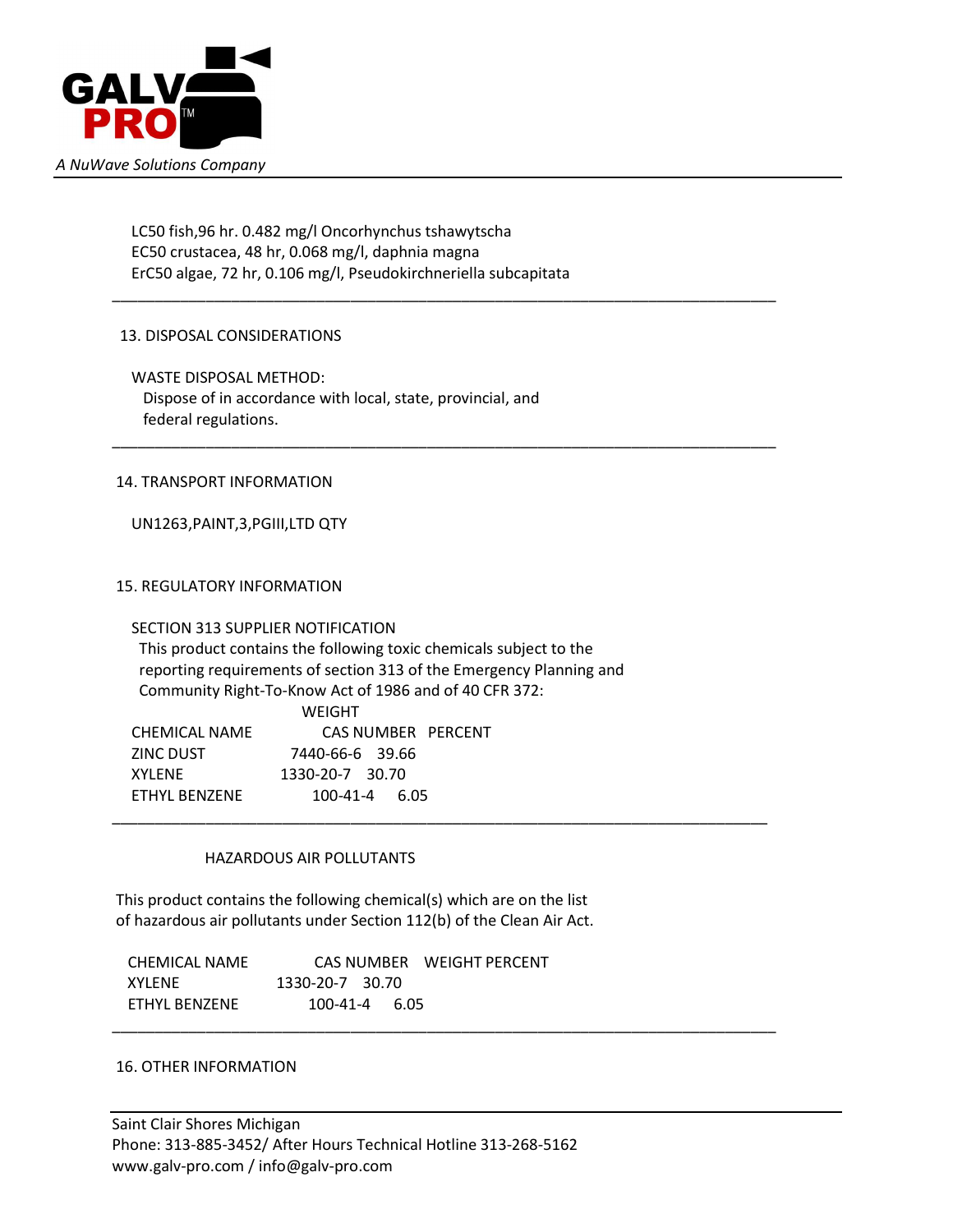LC50 fish,96 hr. 0.482 mg/l Oncorhynchus tshawytscha
EC50 crustacea, 48 hr, 0.068 mg/l, daphnia magna
ErC50 algae, 72 hr, 0.106 mg/l, Pseudokirchneriella subcapitata

---

## 13. DISPOSAL CONSIDERATIONS

WASTE DISPOSAL METHOD:
Dispose of in accordance with local, state, provincial, and federal regulations.

---

## 14. TRANSPORT INFORMATION

UN1263,PAINT,3,PGIII,LTD QTY

## 15. REGULATORY INFORMATION

SECTION 313 SUPPLIER NOTIFICATION
This product contains the following toxic chemicals subject to the reporting requirements of section 313 of the Emergency Planning and Community Right-To-Know Act of 1986 and of 40 CFR 372:

| CHEMICAL NAME | CAS NUMBER | WEIGHT PERCENT |
|---|---|---|
| ZINC DUST | 7440-66-6 | 39.66 |
| XYLENE | 1330-20-7 | 30.70 |
| ETHYL BENZENE | 100-41-4 | 6.05 |

---

HAZARDOUS AIR POLLUTANTS

This product contains the following chemical(s) which are on the list of hazardous air pollutants under Section 112(b) of the Clean Air Act.

| CHEMICAL NAME | CAS NUMBER | WEIGHT PERCENT |
|---|---|---|
| XYLENE | 1330-20-7 | 30.70 |
| ETHYL BENZENE | 100-41-4 | 6.05 |

---

## 16. OTHER INFORMATION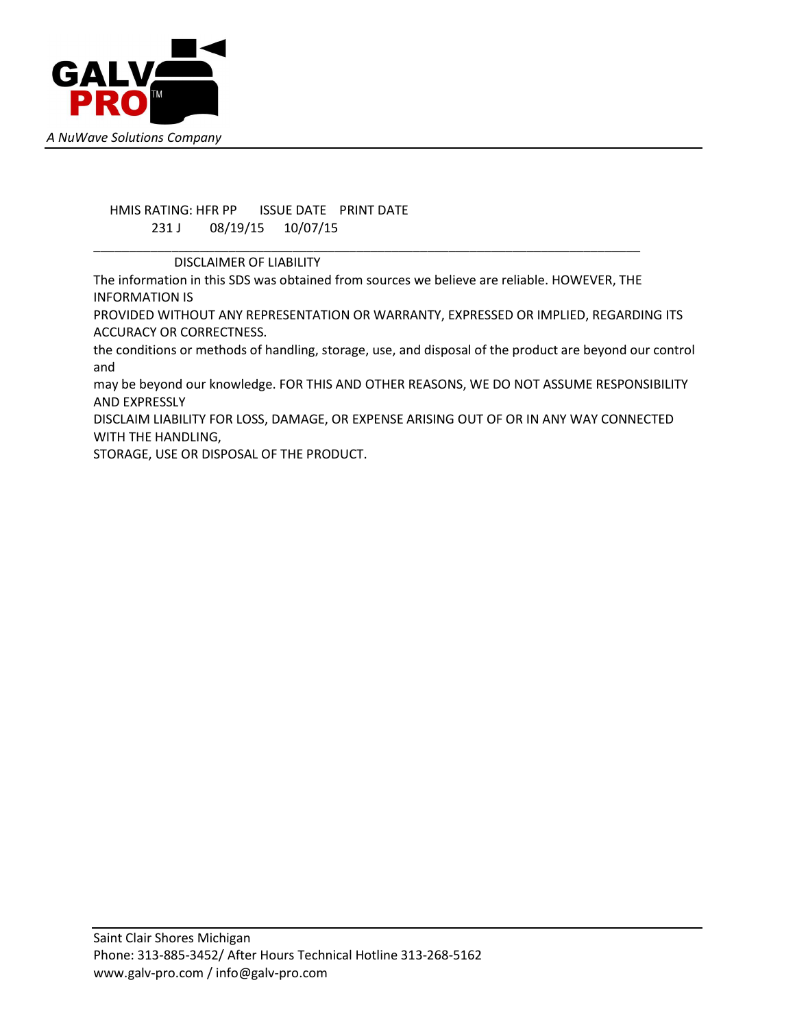GALV PRO™

*A NuWave Solutions Company*

HMIS RATING: HFR PP ISSUE DATE PRINT DATE
231 J 08/19/15 10/07/15

---

DISCLAIMER OF LIABILITY

The information in this SDS was obtained from sources we believe are reliable. HOWEVER, THE INFORMATION IS
PROVIDED WITHOUT ANY REPRESENTATION OR WARRANTY, EXPRESSED OR IMPLIED, REGARDING ITS ACCURACY OR CORRECTNESS.
the conditions or methods of handling, storage, use, and disposal of the product are beyond our control and
may be beyond our knowledge. FOR THIS AND OTHER REASONS, WE DO NOT ASSUME RESPONSIBILITY AND EXPRESSLY
DISCLAIM LIABILITY FOR LOSS, DAMAGE, OR EXPENSE ARISING OUT OF OR IN ANY WAY CONNECTED WITH THE HANDLING,
STORAGE, USE OR DISPOSAL OF THE PRODUCT.

---

Saint Clair Shores Michigan
Phone: 313-885-3452/ After Hours Technical Hotline 313-268-5162
www.galv-pro.com / info@galv-pro.com